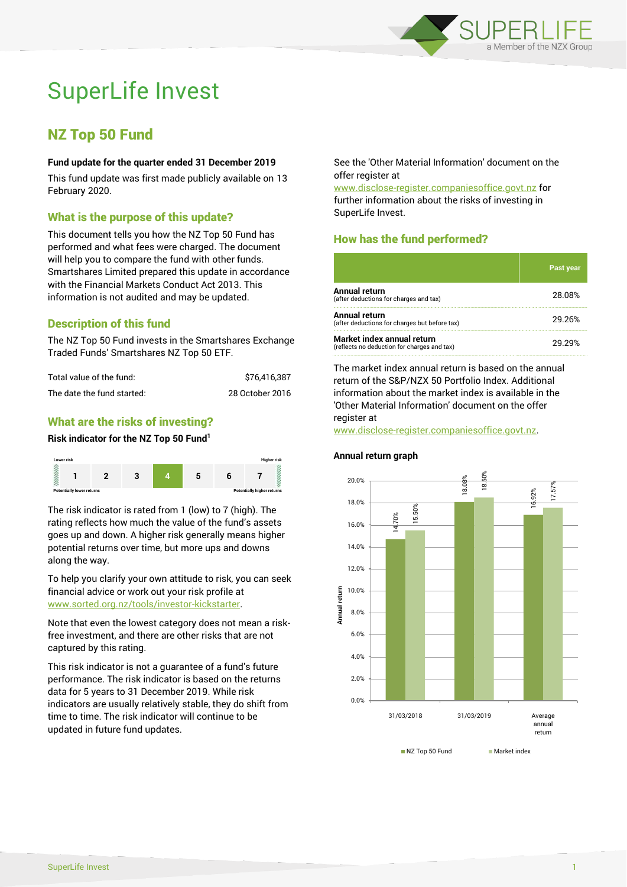# SuperLife Invest

## NZ Top 50 Fund

**Fund update for the quarter ended 31 December 2019**

This fund update was first made publicly available on 13 February 2020.

### What is the purpose of this update?

This document tells you how the NZ Top 50 Fund has performed and what fees were charged. The document will help you to compare the fund with other funds. Smartshares Limited prepared this update in accordance with the Financial Markets Conduct Act 2013. This information is not audited and may be updated.

### Description of this fund

The NZ Top 50 Fund invests in the Smartshares Exchange Traded Funds' Smartshares NZ Top 50 ETF.

| | |
|---|---|
| Total value of the fund: | $76,416,387 |
| The date the fund started: | 28 October 2016 |

### What are the risks of investing?

**Risk indicator for the NZ Top 50 Fund[1]**

| Lower risk | | | | | | Higher risk |
|---|---|---|---|---|---|---|
| 1 | 2 | 3 | **4** | 5 | 6 | 7 |
| Potentially lower returns | | | | | | Potentially higher returns |

The risk indicator is rated from 1 (low) to 7 (high). The rating reflects how much the value of the fund's assets goes up and down. A higher risk generally means higher potential returns over time, but more ups and downs along the way.

To help you clarify your own attitude to risk, you can seek financial advice or work out your risk profile at www.sorted.org.nz/tools/investor-kickstarter.

Note that even the lowest category does not mean a risk-free investment, and there are other risks that are not captured by this rating.

This risk indicator is not a guarantee of a fund's future performance. The risk indicator is based on the returns data for 5 years to 31 December 2019. While risk indicators are usually relatively stable, they do shift from time to time. The risk indicator will continue to be updated in future fund updates.

See the 'Other Material Information' document on the offer register at www.disclose-register.companiesoffice.govt.nz for further information about the risks of investing in SuperLife Invest.

### How has the fund performed?

| | Past year |
|---|---|
| **Annual return** (after deductions for charges and tax) | 28.08% |
| **Annual return** (after deductions for charges but before tax) | 29.26% |
| **Market index annual return** (reflects no deduction for charges and tax) | 29.29% |

The market index annual return is based on the annual return of the S&P/NZX 50 Portfolio Index. Additional information about the market index is available in the 'Other Material Information' document on the offer register at www.disclose-register.companiesoffice.govt.nz.

**Annual return graph**

| | NZ Top 50 Fund | Market index |
|---|---|---|
| 31/03/2018 | 14.70% | 15.50% |
| 31/03/2019 | 18.08% | 18.50% |
| Average annual return | 16.92% | 17.57% |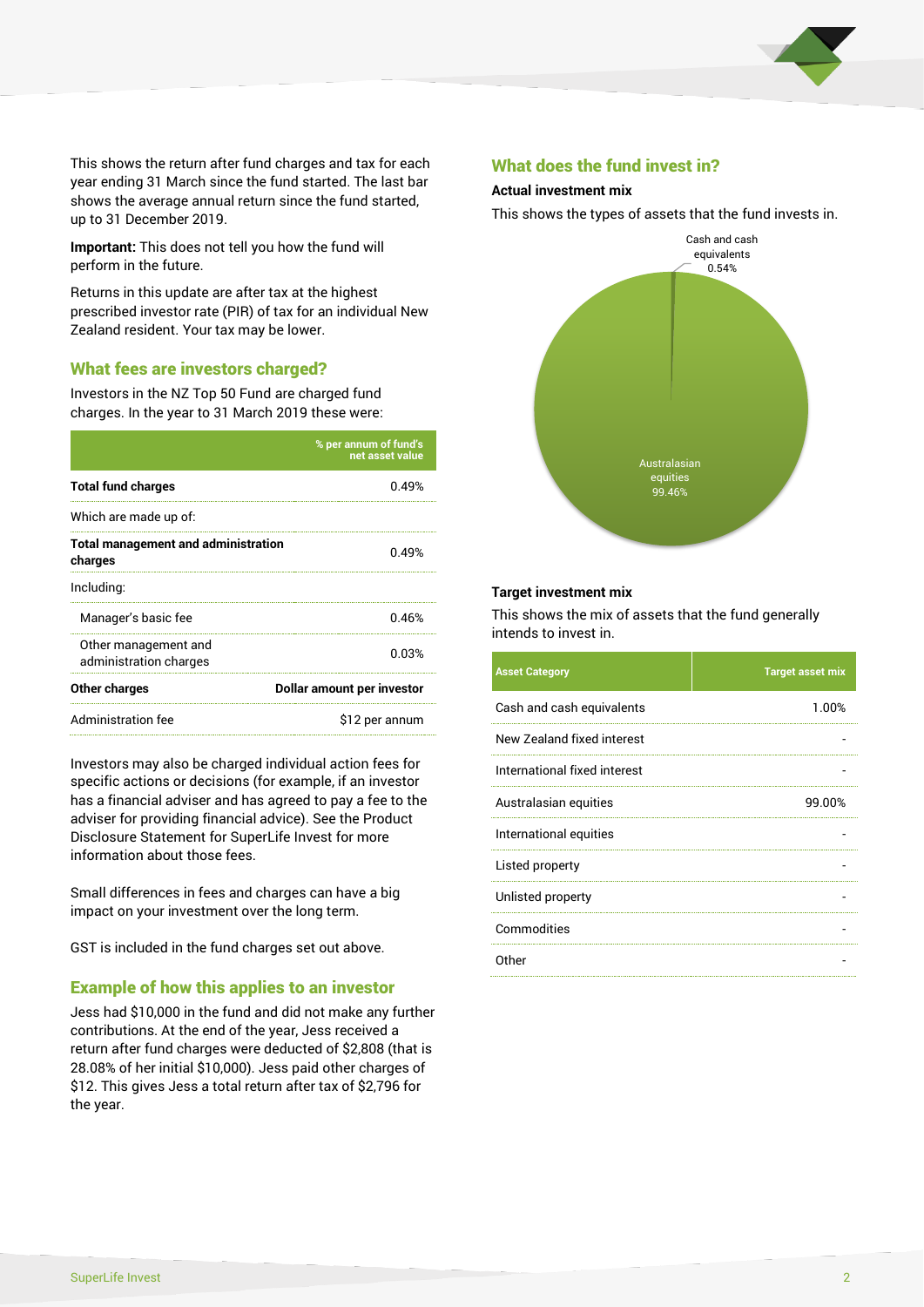This shows the return after fund charges and tax for each year ending 31 March since the fund started. The last bar shows the average annual return since the fund started, up to 31 December 2019.

**Important:** This does not tell you how the fund will perform in the future.

Returns in this update are after tax at the highest prescribed investor rate (PIR) of tax for an individual New Zealand resident. Your tax may be lower.

## What fees are investors charged?

Investors in the NZ Top 50 Fund are charged fund charges. In the year to 31 March 2019 these were:

| | % per annum of fund's net asset value |
|---|---|
| **Total fund charges** | 0.49% |
| Which are made up of: | |
| **Total management and administration charges** | 0.49% |
| Including: | |
| Manager's basic fee | 0.46% |
| Other management and administration charges | 0.03% |
| **Other charges** | **Dollar amount per investor** |
| Administration fee | $12 per annum |

Investors may also be charged individual action fees for specific actions or decisions (for example, if an investor has a financial adviser and has agreed to pay a fee to the adviser for providing financial advice). See the Product Disclosure Statement for SuperLife Invest for more information about those fees.

Small differences in fees and charges can have a big impact on your investment over the long term.

GST is included in the fund charges set out above.

## Example of how this applies to an investor

Jess had $10,000 in the fund and did not make any further contributions. At the end of the year, Jess received a return after fund charges were deducted of $2,808 (that is 28.08% of her initial $10,000). Jess paid other charges of $12. This gives Jess a total return after tax of $2,796 for the year.

## What does the fund invest in?

### Actual investment mix

This shows the types of assets that the fund invests in.

Cash and cash equivalents 0.54%

Australasian equities 99.46%

### Target investment mix

This shows the mix of assets that the fund generally intends to invest in.

| Asset Category | Target asset mix |
|---|---|
| Cash and cash equivalents | 1.00% |
| New Zealand fixed interest | - |
| International fixed interest | - |
| Australasian equities | 99.00% |
| International equities | - |
| Listed property | - |
| Unlisted property | - |
| Commodities | - |
| Other | - |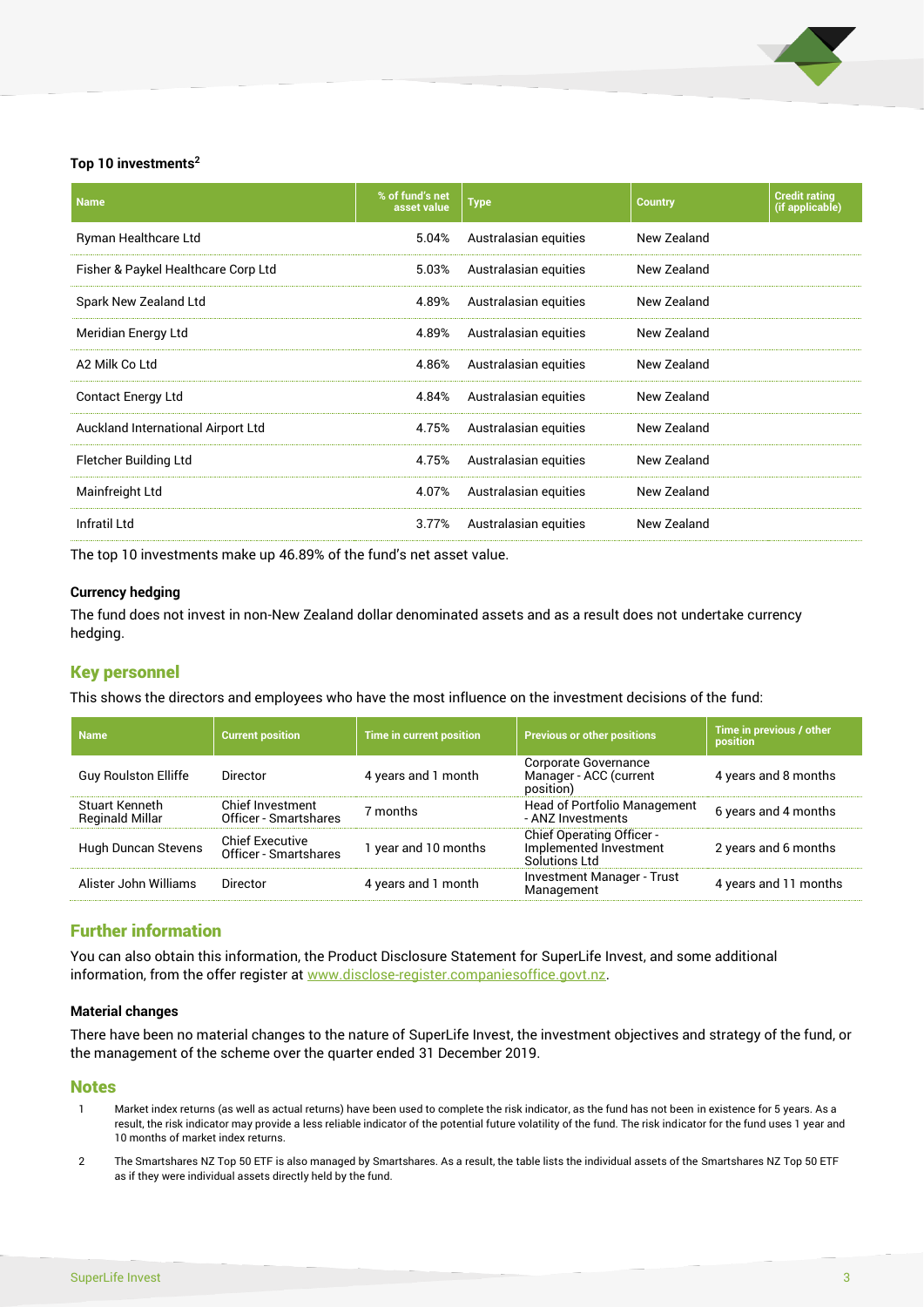### Top 10 investments[2]

| Name | % of fund's net asset value | Type | Country | Credit rating (if applicable) |
|---|---|---|---|---|
| Ryman Healthcare Ltd | 5.04% | Australasian equities | New Zealand | |
| Fisher & Paykel Healthcare Corp Ltd | 5.03% | Australasian equities | New Zealand | |
| Spark New Zealand Ltd | 4.89% | Australasian equities | New Zealand | |
| Meridian Energy Ltd | 4.89% | Australasian equities | New Zealand | |
| A2 Milk Co Ltd | 4.86% | Australasian equities | New Zealand | |
| Contact Energy Ltd | 4.84% | Australasian equities | New Zealand | |
| Auckland International Airport Ltd | 4.75% | Australasian equities | New Zealand | |
| Fletcher Building Ltd | 4.75% | Australasian equities | New Zealand | |
| Mainfreight Ltd | 4.07% | Australasian equities | New Zealand | |
| Infratil Ltd | 3.77% | Australasian equities | New Zealand | |

The top 10 investments make up 46.89% of the fund's net asset value.

### Currency hedging

The fund does not invest in non-New Zealand dollar denominated assets and as a result does not undertake currency hedging.

## Key personnel

This shows the directors and employees who have the most influence on the investment decisions of the fund:

| Name | Current position | Time in current position | Previous or other positions | Time in previous / other position |
|---|---|---|---|---|
| Guy Roulston Elliffe | Director | 4 years and 1 month | Corporate Governance Manager - ACC (current position) | 4 years and 8 months |
| Stuart Kenneth Reginald Millar | Chief Investment Officer - Smartshares | 7 months | Head of Portfolio Management - ANZ Investments | 6 years and 4 months |
| Hugh Duncan Stevens | Chief Executive Officer - Smartshares | 1 year and 10 months | Chief Operating Officer - Implemented Investment Solutions Ltd | 2 years and 6 months |
| Alister John Williams | Director | 4 years and 1 month | Investment Manager - Trust Management | 4 years and 11 months |

## Further information

You can also obtain this information, the Product Disclosure Statement for SuperLife Invest, and some additional information, from the offer register at www.disclose-register.companiesoffice.govt.nz.

### Material changes

There have been no material changes to the nature of SuperLife Invest, the investment objectives and strategy of the fund, or the management of the scheme over the quarter ended 31 December 2019.

## Notes

1. Market index returns (as well as actual returns) have been used to complete the risk indicator, as the fund has not been in existence for 5 years. As a result, the risk indicator may provide a less reliable indicator of the potential future volatility of the fund. The risk indicator for the fund uses 1 year and 10 months of market index returns.
2. The Smartshares NZ Top 50 ETF is also managed by Smartshares. As a result, the table lists the individual assets of the Smartshares NZ Top 50 ETF as if they were individual assets directly held by the fund.